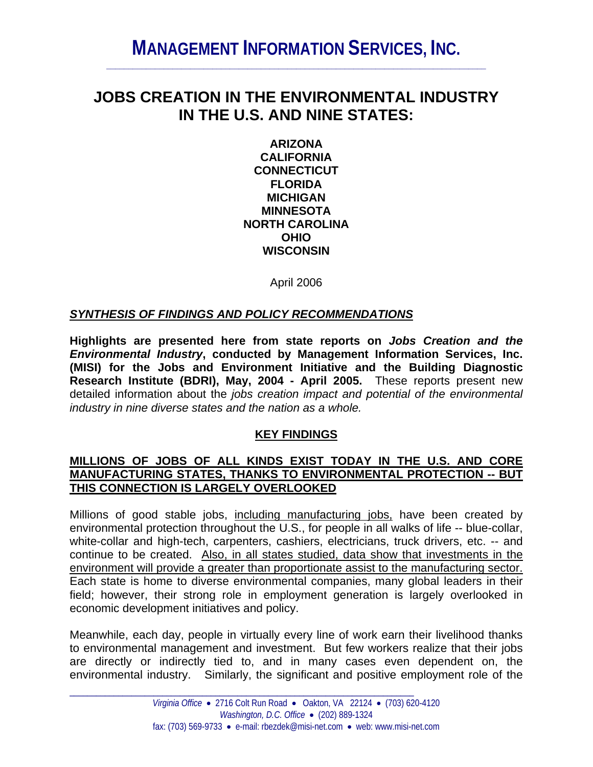# MANAGEMENT INFORMATION SERVICES, INC.

## JOBS CREATION IN THE ENVIRONMENTAL INDUSTRY IN THE U.S. AND NINE STATES:

**ARIZONA**
**CALIFORNIA**
**CONNECTICUT**
**FLORIDA**
**MICHIGAN**
**MINNESOTA**
**NORTH CAROLINA**
**OHIO**
**WISCONSIN**

April 2006

### *SYNTHESIS OF FINDINGS AND POLICY RECOMMENDATIONS*

**Highlights are presented here from state reports on *Jobs Creation and the Environmental Industry*, conducted by Management Information Services, Inc. (MISI) for the Jobs and Environment Initiative and the Building Diagnostic Research Institute (BDRI), May, 2004 - April 2005.** These reports present new detailed information about the *jobs creation impact and potential of the environmental industry in nine diverse states and the nation as a whole.*

### KEY FINDINGS

#### MILLIONS OF JOBS OF ALL KINDS EXIST TODAY IN THE U.S. AND CORE MANUFACTURING STATES, THANKS TO ENVIRONMENTAL PROTECTION -- BUT THIS CONNECTION IS LARGELY OVERLOOKED

Millions of good stable jobs, including manufacturing jobs, have been created by environmental protection throughout the U.S., for people in all walks of life -- blue-collar, white-collar and high-tech, carpenters, cashiers, electricians, truck drivers, etc. -- and continue to be created. Also, in all states studied, data show that investments in the environment will provide a greater than proportionate assist to the manufacturing sector. Each state is home to diverse environmental companies, many global leaders in their field; however, their strong role in employment generation is largely overlooked in economic development initiatives and policy.

Meanwhile, each day, people in virtually every line of work earn their livelihood thanks to environmental management and investment. But few workers realize that their jobs are directly or indirectly tied to, and in many cases even dependent on, the environmental industry. Similarly, the significant and positive employment role of the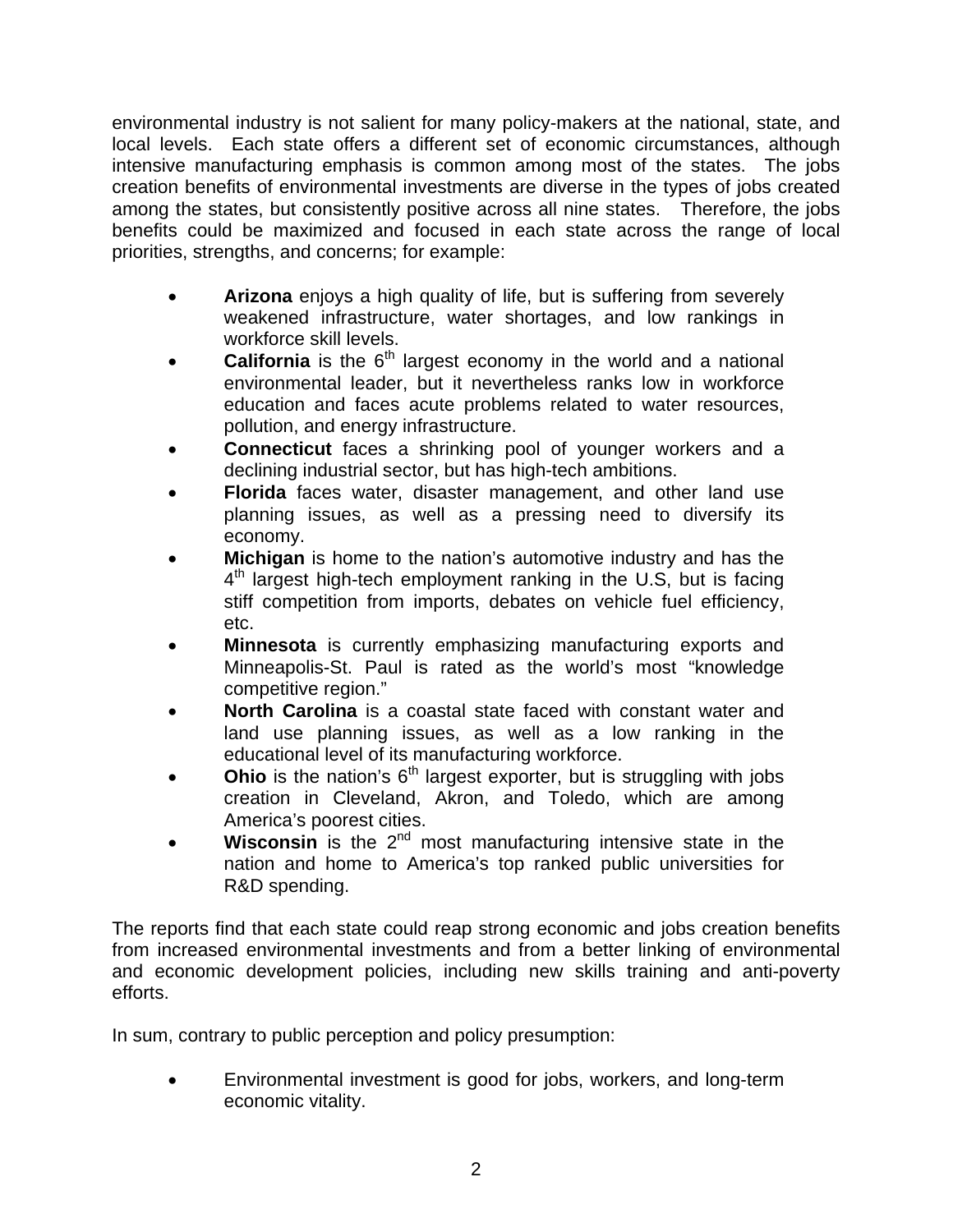environmental industry is not salient for many policy-makers at the national, state, and local levels. Each state offers a different set of economic circumstances, although intensive manufacturing emphasis is common among most of the states. The jobs creation benefits of environmental investments are diverse in the types of jobs created among the states, but consistently positive across all nine states. Therefore, the jobs benefits could be maximized and focused in each state across the range of local priorities, strengths, and concerns; for example:

- **Arizona** enjoys a high quality of life, but is suffering from severely weakened infrastructure, water shortages, and low rankings in workforce skill levels.
- **California** is the 6th largest economy in the world and a national environmental leader, but it nevertheless ranks low in workforce education and faces acute problems related to water resources, pollution, and energy infrastructure.
- **Connecticut** faces a shrinking pool of younger workers and a declining industrial sector, but has high-tech ambitions.
- **Florida** faces water, disaster management, and other land use planning issues, as well as a pressing need to diversify its economy.
- **Michigan** is home to the nation's automotive industry and has the 4th largest high-tech employment ranking in the U.S, but is facing stiff competition from imports, debates on vehicle fuel efficiency, etc.
- **Minnesota** is currently emphasizing manufacturing exports and Minneapolis-St. Paul is rated as the world's most "knowledge competitive region."
- **North Carolina** is a coastal state faced with constant water and land use planning issues, as well as a low ranking in the educational level of its manufacturing workforce.
- **Ohio** is the nation's 6th largest exporter, but is struggling with jobs creation in Cleveland, Akron, and Toledo, which are among America's poorest cities.
- **Wisconsin** is the 2nd most manufacturing intensive state in the nation and home to America's top ranked public universities for R&D spending.

The reports find that each state could reap strong economic and jobs creation benefits from increased environmental investments and from a better linking of environmental and economic development policies, including new skills training and anti-poverty efforts.

In sum, contrary to public perception and policy presumption:

- Environmental investment is good for jobs, workers, and long-term economic vitality.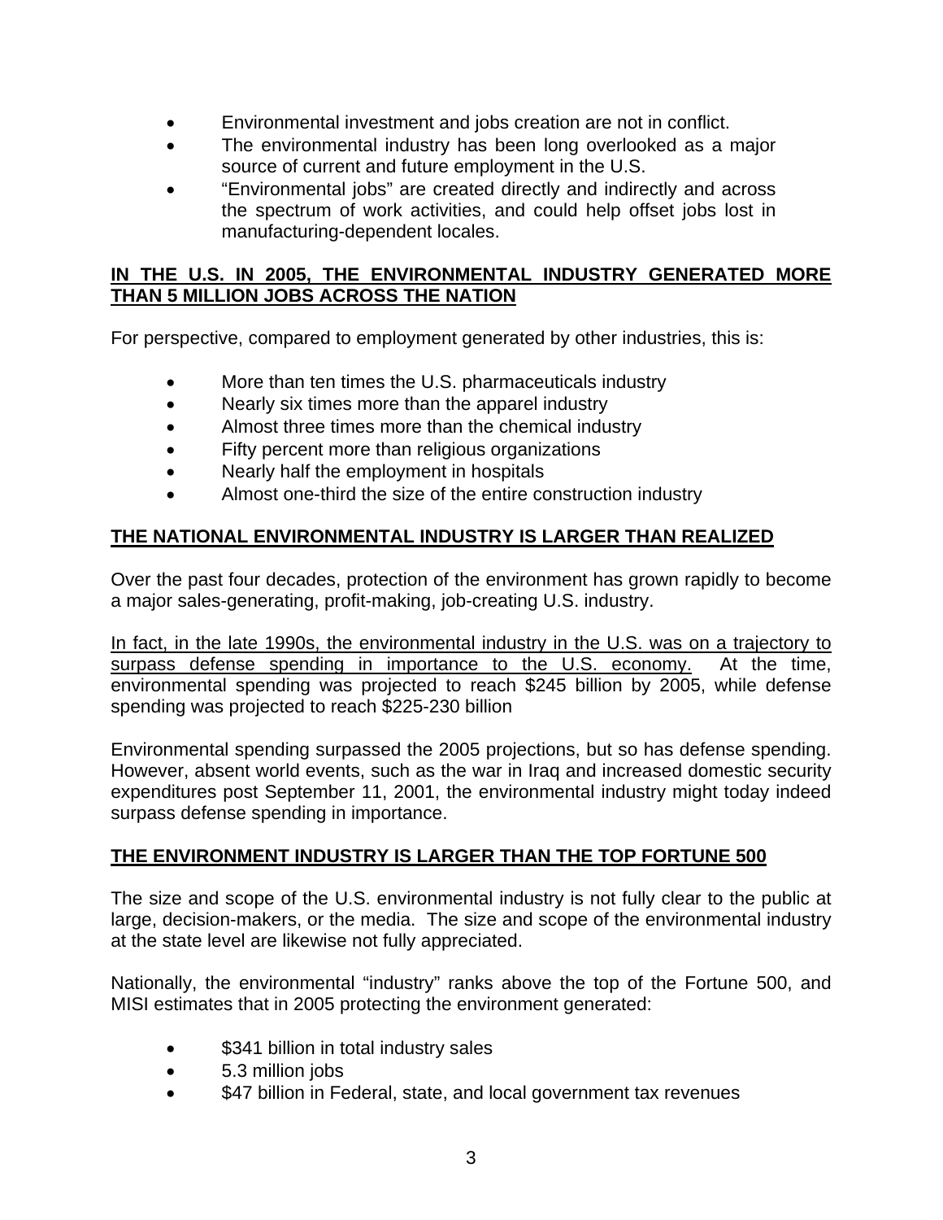- Environmental investment and jobs creation are not in conflict.
- The environmental industry has been long overlooked as a major source of current and future employment in the U.S.
- "Environmental jobs" are created directly and indirectly and across the spectrum of work activities, and could help offset jobs lost in manufacturing-dependent locales.

## **IN THE U.S. IN 2005, THE ENVIRONMENTAL INDUSTRY GENERATED MORE THAN 5 MILLION JOBS ACROSS THE NATION**

For perspective, compared to employment generated by other industries, this is:

- More than ten times the U.S. pharmaceuticals industry
- Nearly six times more than the apparel industry
- Almost three times more than the chemical industry
- Fifty percent more than religious organizations
- Nearly half the employment in hospitals
- Almost one-third the size of the entire construction industry

## **THE NATIONAL ENVIRONMENTAL INDUSTRY IS LARGER THAN REALIZED**

Over the past four decades, protection of the environment has grown rapidly to become a major sales-generating, profit-making, job-creating U.S. industry.

In fact, in the late 1990s, the environmental industry in the U.S. was on a trajectory to surpass defense spending in importance to the U.S. economy. At the time, environmental spending was projected to reach $245 billion by 2005, while defense spending was projected to reach $225-230 billion

Environmental spending surpassed the 2005 projections, but so has defense spending. However, absent world events, such as the war in Iraq and increased domestic security expenditures post September 11, 2001, the environmental industry might today indeed surpass defense spending in importance.

## **THE ENVIRONMENT INDUSTRY IS LARGER THAN THE TOP FORTUNE 500**

The size and scope of the U.S. environmental industry is not fully clear to the public at large, decision-makers, or the media. The size and scope of the environmental industry at the state level are likewise not fully appreciated.

Nationally, the environmental "industry" ranks above the top of the Fortune 500, and MISI estimates that in 2005 protecting the environment generated:

- $341 billion in total industry sales
- 5.3 million jobs
- $47 billion in Federal, state, and local government tax revenues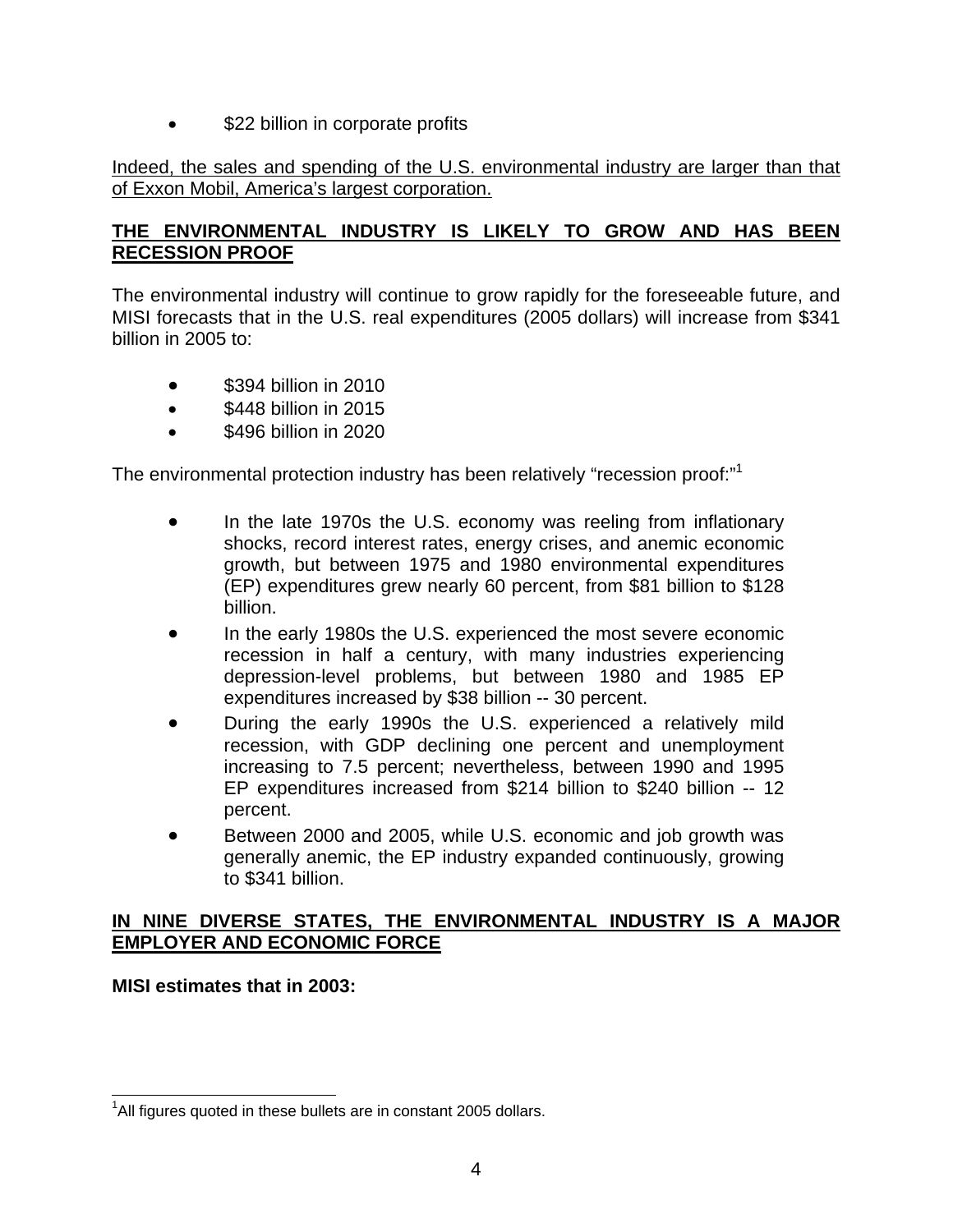- $22 billion in corporate profits

<u>Indeed, the sales and spending of the U.S. environmental industry are larger than that of Exxon Mobil, America's largest corporation.</u>

**<u>THE ENVIRONMENTAL INDUSTRY IS LIKELY TO GROW AND HAS BEEN RECESSION PROOF</u>**

The environmental industry will continue to grow rapidly for the foreseeable future, and MISI forecasts that in the U.S. real expenditures (2005 dollars) will increase from $341 billion in 2005 to:

- $394 billion in 2010
- $448 billion in 2015
- $496 billion in 2020

The environmental protection industry has been relatively "recession proof:"[1]

- In the late 1970s the U.S. economy was reeling from inflationary shocks, record interest rates, energy crises, and anemic economic growth, but between 1975 and 1980 environmental expenditures (EP) expenditures grew nearly 60 percent, from $81 billion to $128 billion.
- In the early 1980s the U.S. experienced the most severe economic recession in half a century, with many industries experiencing depression-level problems, but between 1980 and 1985 EP expenditures increased by $38 billion -- 30 percent.
- During the early 1990s the U.S. experienced a relatively mild recession, with GDP declining one percent and unemployment increasing to 7.5 percent; nevertheless, between 1990 and 1995 EP expenditures increased from $214 billion to $240 billion -- 12 percent.
- Between 2000 and 2005, while U.S. economic and job growth was generally anemic, the EP industry expanded continuously, growing to $341 billion.

**<u>IN NINE DIVERSE STATES, THE ENVIRONMENTAL INDUSTRY IS A MAJOR EMPLOYER AND ECONOMIC FORCE</u>**

**MISI estimates that in 2003:**

[1]All figures quoted in these bullets are in constant 2005 dollars.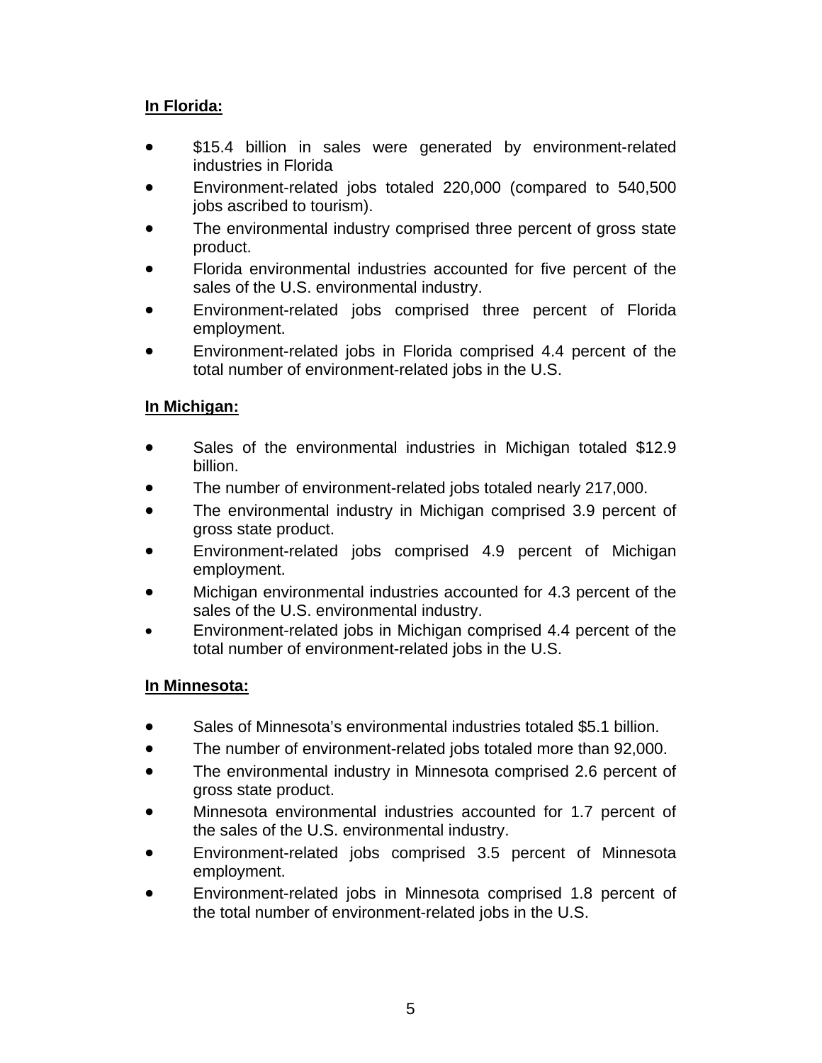**In Florida:**

- $15.4 billion in sales were generated by environment-related industries in Florida
- Environment-related jobs totaled 220,000 (compared to 540,500 jobs ascribed to tourism).
- The environmental industry comprised three percent of gross state product.
- Florida environmental industries accounted for five percent of the sales of the U.S. environmental industry.
- Environment-related jobs comprised three percent of Florida employment.
- Environment-related jobs in Florida comprised 4.4 percent of the total number of environment-related jobs in the U.S.

**In Michigan:**

- Sales of the environmental industries in Michigan totaled $12.9 billion.
- The number of environment-related jobs totaled nearly 217,000.
- The environmental industry in Michigan comprised 3.9 percent of gross state product.
- Environment-related jobs comprised 4.9 percent of Michigan employment.
- Michigan environmental industries accounted for 4.3 percent of the sales of the U.S. environmental industry.
- Environment-related jobs in Michigan comprised 4.4 percent of the total number of environment-related jobs in the U.S.

**In Minnesota:**

- Sales of Minnesota's environmental industries totaled $5.1 billion.
- The number of environment-related jobs totaled more than 92,000.
- The environmental industry in Minnesota comprised 2.6 percent of gross state product.
- Minnesota environmental industries accounted for 1.7 percent of the sales of the U.S. environmental industry.
- Environment-related jobs comprised 3.5 percent of Minnesota employment.
- Environment-related jobs in Minnesota comprised 1.8 percent of the total number of environment-related jobs in the U.S.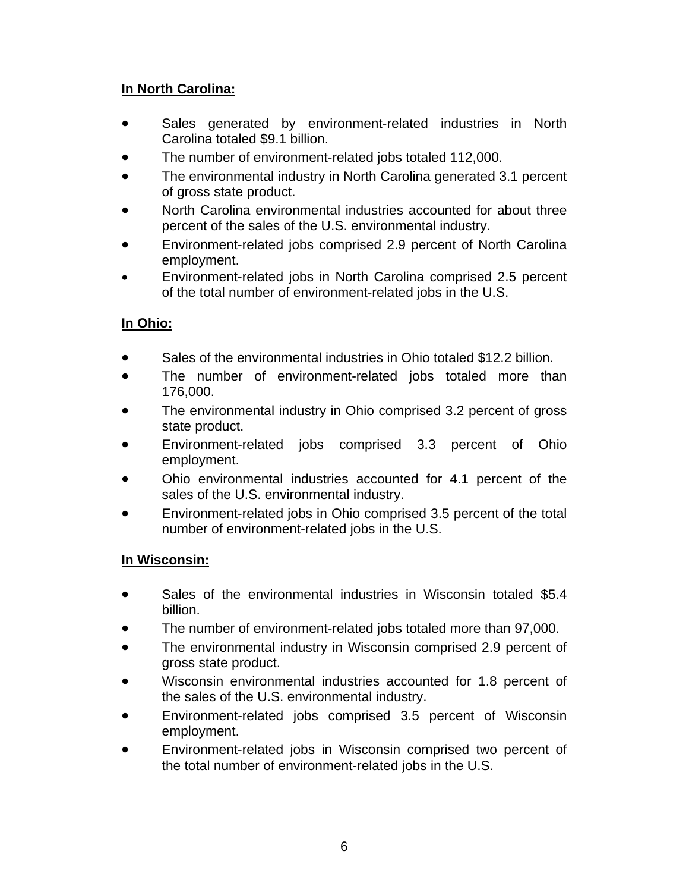**In North Carolina:**

- Sales generated by environment-related industries in North Carolina totaled $9.1 billion.
- The number of environment-related jobs totaled 112,000.
- The environmental industry in North Carolina generated 3.1 percent of gross state product.
- North Carolina environmental industries accounted for about three percent of the sales of the U.S. environmental industry.
- Environment-related jobs comprised 2.9 percent of North Carolina employment.
- Environment-related jobs in North Carolina comprised 2.5 percent of the total number of environment-related jobs in the U.S.

**In Ohio:**

- Sales of the environmental industries in Ohio totaled $12.2 billion.
- The number of environment-related jobs totaled more than 176,000.
- The environmental industry in Ohio comprised 3.2 percent of gross state product.
- Environment-related jobs comprised 3.3 percent of Ohio employment.
- Ohio environmental industries accounted for 4.1 percent of the sales of the U.S. environmental industry.
- Environment-related jobs in Ohio comprised 3.5 percent of the total number of environment-related jobs in the U.S.

**In Wisconsin:**

- Sales of the environmental industries in Wisconsin totaled $5.4 billion.
- The number of environment-related jobs totaled more than 97,000.
- The environmental industry in Wisconsin comprised 2.9 percent of gross state product.
- Wisconsin environmental industries accounted for 1.8 percent of the sales of the U.S. environmental industry.
- Environment-related jobs comprised 3.5 percent of Wisconsin employment.
- Environment-related jobs in Wisconsin comprised two percent of the total number of environment-related jobs in the U.S.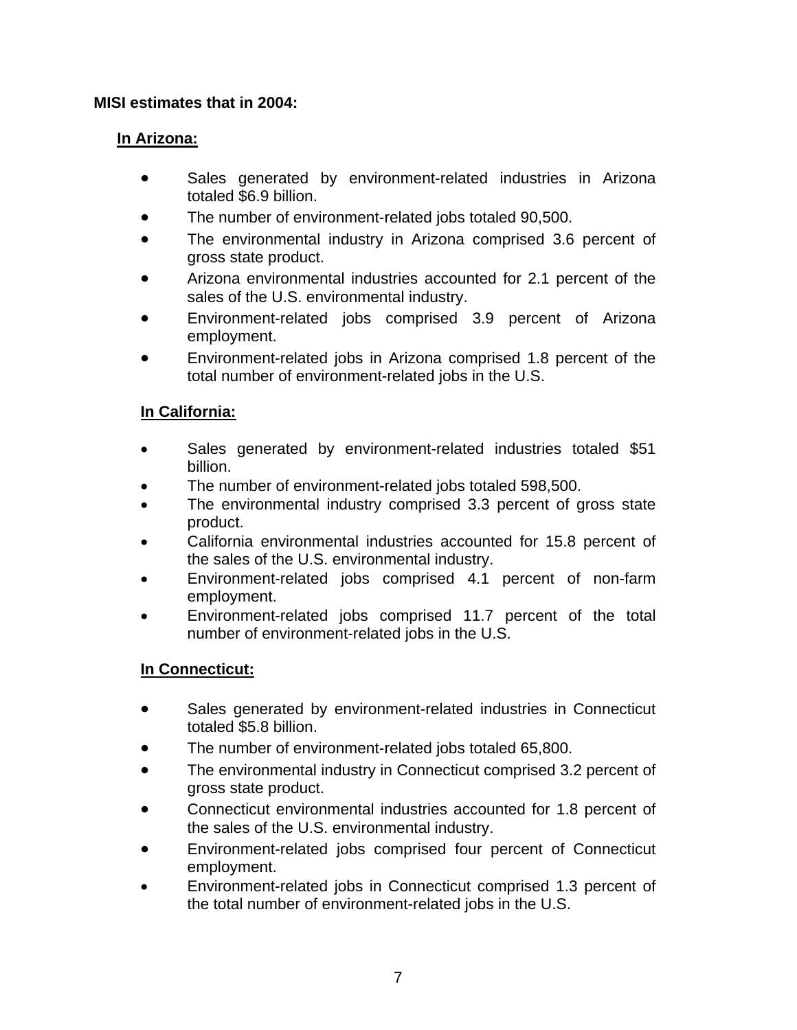**MISI estimates that in 2004:**

**In Arizona:**

- Sales generated by environment-related industries in Arizona totaled $6.9 billion.
- The number of environment-related jobs totaled 90,500.
- The environmental industry in Arizona comprised 3.6 percent of gross state product.
- Arizona environmental industries accounted for 2.1 percent of the sales of the U.S. environmental industry.
- Environment-related jobs comprised 3.9 percent of Arizona employment.
- Environment-related jobs in Arizona comprised 1.8 percent of the total number of environment-related jobs in the U.S.

**In California:**

- Sales generated by environment-related industries totaled $51 billion.
- The number of environment-related jobs totaled 598,500.
- The environmental industry comprised 3.3 percent of gross state product.
- California environmental industries accounted for 15.8 percent of the sales of the U.S. environmental industry.
- Environment-related jobs comprised 4.1 percent of non-farm employment.
- Environment-related jobs comprised 11.7 percent of the total number of environment-related jobs in the U.S.

**In Connecticut:**

- Sales generated by environment-related industries in Connecticut totaled $5.8 billion.
- The number of environment-related jobs totaled 65,800.
- The environmental industry in Connecticut comprised 3.2 percent of gross state product.
- Connecticut environmental industries accounted for 1.8 percent of the sales of the U.S. environmental industry.
- Environment-related jobs comprised four percent of Connecticut employment.
- Environment-related jobs in Connecticut comprised 1.3 percent of the total number of environment-related jobs in the U.S.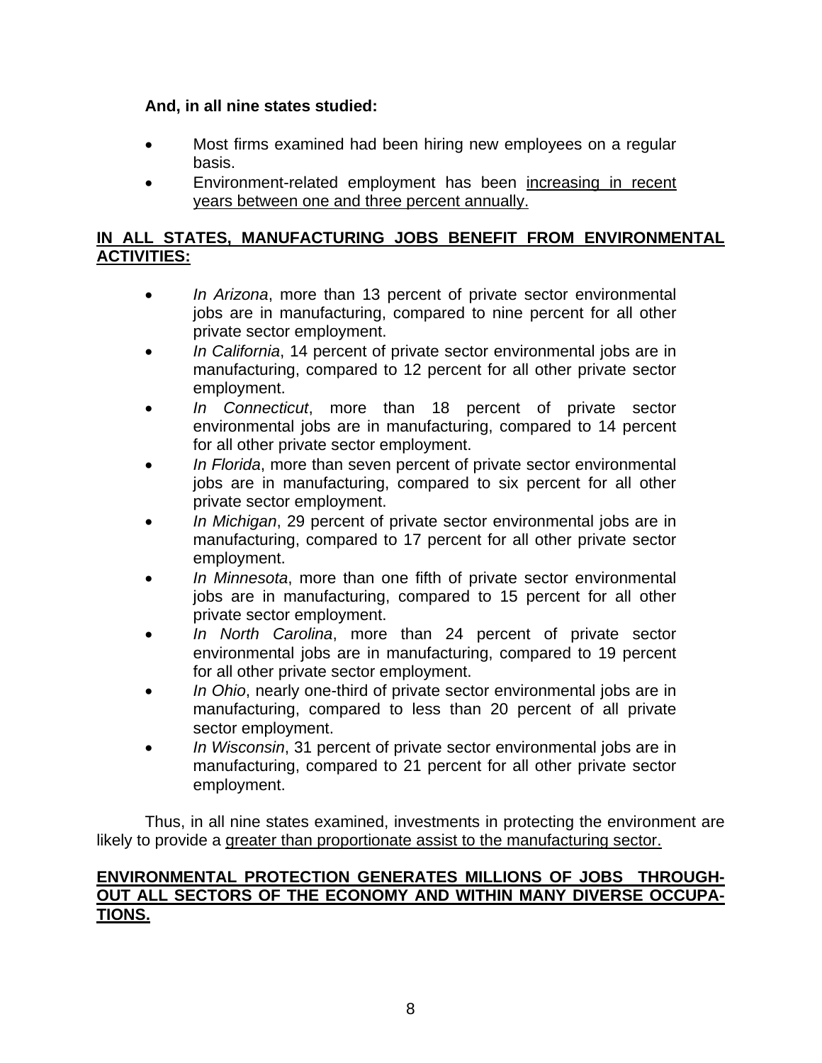**And, in all nine states studied:**

- Most firms examined had been hiring new employees on a regular basis.
- Environment-related employment has been increasing in recent years between one and three percent annually.

**IN ALL STATES, MANUFACTURING JOBS BENEFIT FROM ENVIRONMENTAL ACTIVITIES:**

- *In Arizona*, more than 13 percent of private sector environmental jobs are in manufacturing, compared to nine percent for all other private sector employment.
- *In California*, 14 percent of private sector environmental jobs are in manufacturing, compared to 12 percent for all other private sector employment.
- *In Connecticut*, more than 18 percent of private sector environmental jobs are in manufacturing, compared to 14 percent for all other private sector employment.
- *In Florida*, more than seven percent of private sector environmental jobs are in manufacturing, compared to six percent for all other private sector employment.
- *In Michigan*, 29 percent of private sector environmental jobs are in manufacturing, compared to 17 percent for all other private sector employment.
- *In Minnesota*, more than one fifth of private sector environmental jobs are in manufacturing, compared to 15 percent for all other private sector employment.
- *In North Carolina*, more than 24 percent of private sector environmental jobs are in manufacturing, compared to 19 percent for all other private sector employment.
- *In Ohio*, nearly one-third of private sector environmental jobs are in manufacturing, compared to less than 20 percent of all private sector employment.
- *In Wisconsin*, 31 percent of private sector environmental jobs are in manufacturing, compared to 21 percent for all other private sector employment.

Thus, in all nine states examined, investments in protecting the environment are likely to provide a greater than proportionate assist to the manufacturing sector.

**ENVIRONMENTAL PROTECTION GENERATES MILLIONS OF JOBS THROUGHOUT ALL SECTORS OF THE ECONOMY AND WITHIN MANY DIVERSE OCCUPATIONS.**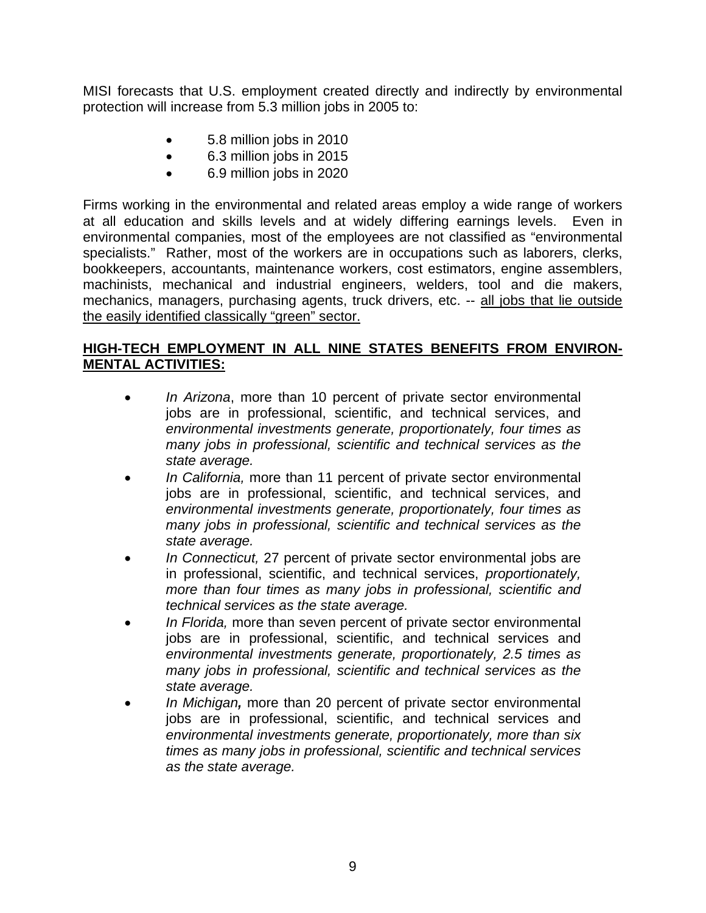MISI forecasts that U.S. employment created directly and indirectly by environmental protection will increase from 5.3 million jobs in 2005 to:

- 5.8 million jobs in 2010
- 6.3 million jobs in 2015
- 6.9 million jobs in 2020

Firms working in the environmental and related areas employ a wide range of workers at all education and skills levels and at widely differing earnings levels. Even in environmental companies, most of the employees are not classified as "environmental specialists." Rather, most of the workers are in occupations such as laborers, clerks, bookkeepers, accountants, maintenance workers, cost estimators, engine assemblers, machinists, mechanical and industrial engineers, welders, tool and die makers, mechanics, managers, purchasing agents, truck drivers, etc. -- <u>all jobs that lie outside the easily identified classically "green" sector.</u>

**<u>HIGH-TECH EMPLOYMENT IN ALL NINE STATES BENEFITS FROM ENVIRONMENTAL ACTIVITIES:</u>**

- *In Arizona*, more than 10 percent of private sector environmental jobs are in professional, scientific, and technical services, and *environmental investments generate, proportionately, four times as many jobs in professional, scientific and technical services as the state average.*
- *In California,* more than 11 percent of private sector environmental jobs are in professional, scientific, and technical services, and *environmental investments generate, proportionately, four times as many jobs in professional, scientific and technical services as the state average.*
- *In Connecticut,* 27 percent of private sector environmental jobs are in professional, scientific, and technical services, *proportionately, more than four times as many jobs in professional, scientific and technical services as the state average.*
- *In Florida,* more than seven percent of private sector environmental jobs are in professional, scientific, and technical services and *environmental investments generate, proportionately, 2.5 times as many jobs in professional, scientific and technical services as the state average.*
- *In Michigan**,*** more than 20 percent of private sector environmental jobs are in professional, scientific, and technical services and *environmental investments generate, proportionately, more than six times as many jobs in professional, scientific and technical services as the state average.*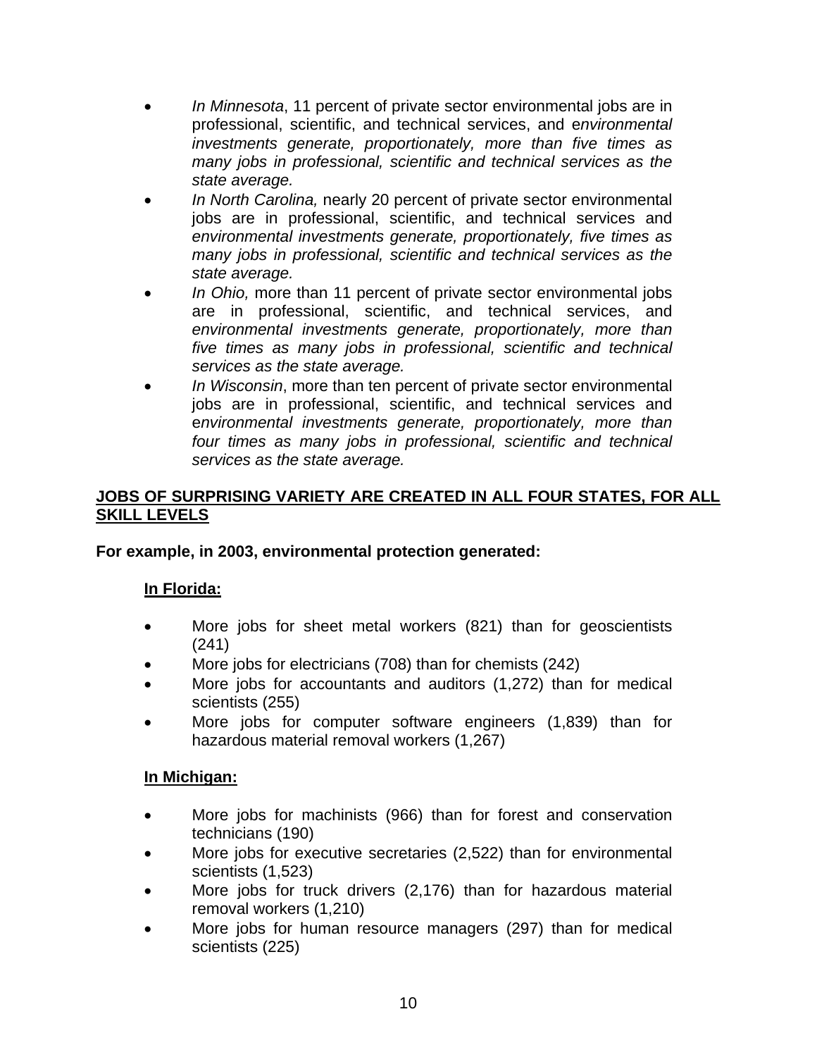- *In Minnesota*, 11 percent of private sector environmental jobs are in professional, scientific, and technical services, and e*nvironmental investments generate, proportionately, more than five times as many jobs in professional, scientific and technical services as the state average.*
- *In North Carolina,* nearly 20 percent of private sector environmental jobs are in professional, scientific, and technical services and *environmental investments generate, proportionately, five times as many jobs in professional, scientific and technical services as the state average.*
- *In Ohio,* more than 11 percent of private sector environmental jobs are in professional, scientific, and technical services, and *environmental investments generate, proportionately, more than five times as many jobs in professional, scientific and technical services as the state average.*
- *In Wisconsin*, more than ten percent of private sector environmental jobs are in professional, scientific, and technical services and e*nvironmental investments generate, proportionately, more than four times as many jobs in professional, scientific and technical services as the state average.*

## JOBS OF SURPRISING VARIETY ARE CREATED IN ALL FOUR STATES, FOR ALL SKILL LEVELS

**For example, in 2003, environmental protection generated:**

### In Florida:

- More jobs for sheet metal workers (821) than for geoscientists (241)
- More jobs for electricians (708) than for chemists (242)
- More jobs for accountants and auditors (1,272) than for medical scientists (255)
- More jobs for computer software engineers (1,839) than for hazardous material removal workers (1,267)

### In Michigan:

- More jobs for machinists (966) than for forest and conservation technicians (190)
- More jobs for executive secretaries (2,522) than for environmental scientists (1,523)
- More jobs for truck drivers (2,176) than for hazardous material removal workers (1,210)
- More jobs for human resource managers (297) than for medical scientists (225)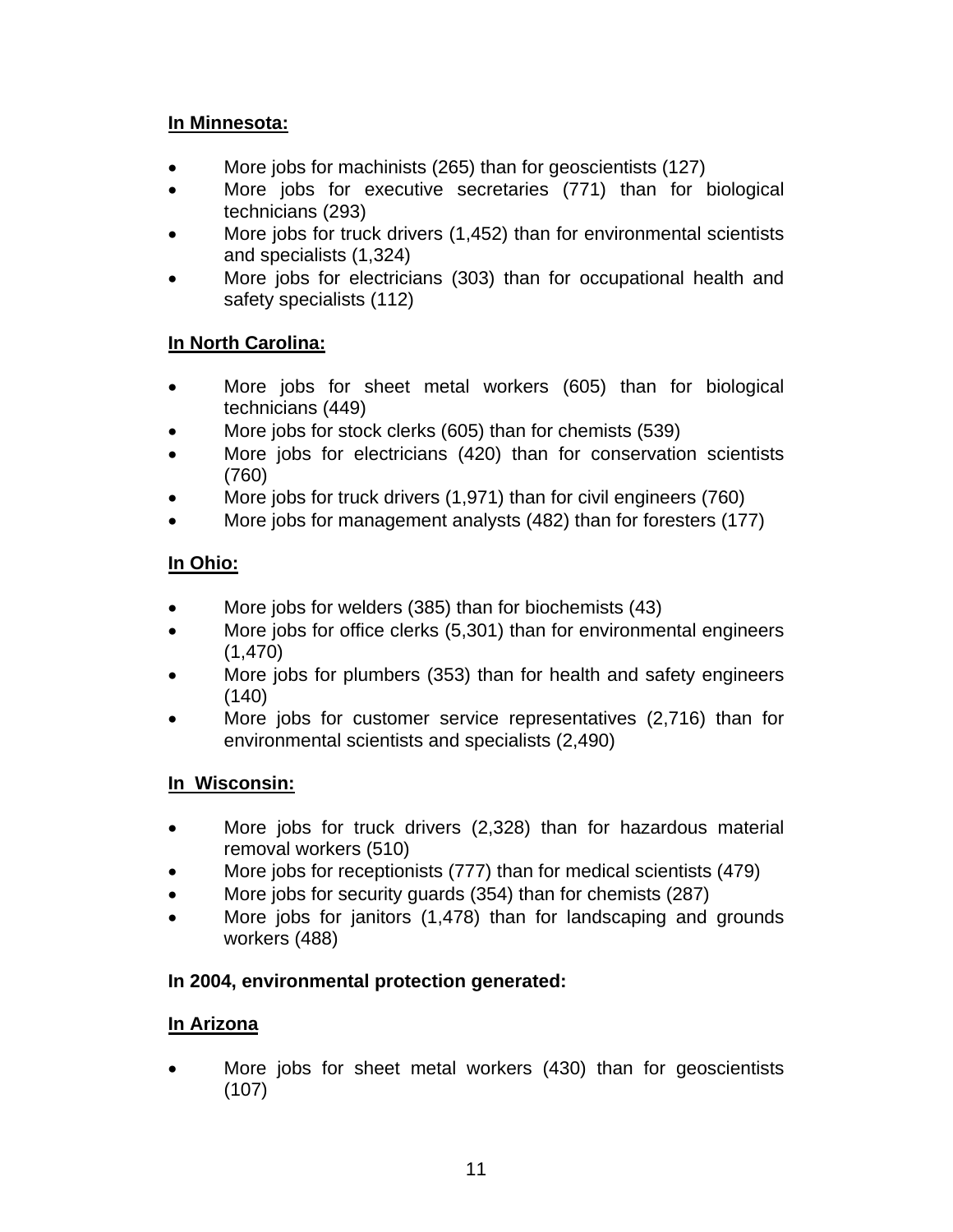**In Minnesota:**

- More jobs for machinists (265) than for geoscientists (127)
- More jobs for executive secretaries (771) than for biological technicians (293)
- More jobs for truck drivers (1,452) than for environmental scientists and specialists (1,324)
- More jobs for electricians (303) than for occupational health and safety specialists (112)

**In North Carolina:**

- More jobs for sheet metal workers (605) than for biological technicians (449)
- More jobs for stock clerks (605) than for chemists (539)
- More jobs for electricians (420) than for conservation scientists (760)
- More jobs for truck drivers (1,971) than for civil engineers (760)
- More jobs for management analysts (482) than for foresters (177)

**In Ohio:**

- More jobs for welders (385) than for biochemists (43)
- More jobs for office clerks (5,301) than for environmental engineers (1,470)
- More jobs for plumbers (353) than for health and safety engineers (140)
- More jobs for customer service representatives (2,716) than for environmental scientists and specialists (2,490)

**In Wisconsin:**

- More jobs for truck drivers (2,328) than for hazardous material removal workers (510)
- More jobs for receptionists (777) than for medical scientists (479)
- More jobs for security guards (354) than for chemists (287)
- More jobs for janitors (1,478) than for landscaping and grounds workers (488)

**In 2004, environmental protection generated:**

**In Arizona**

- More jobs for sheet metal workers (430) than for geoscientists (107)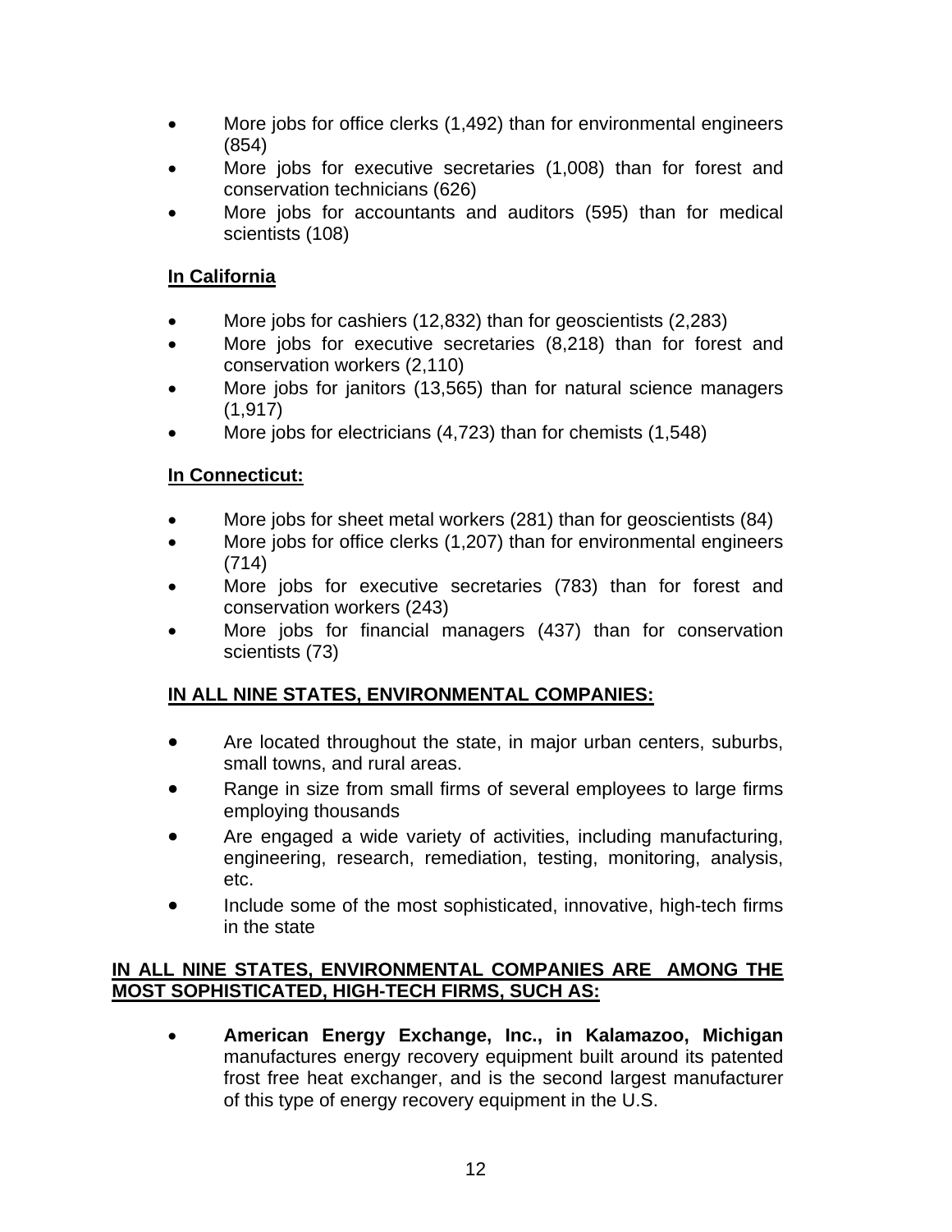- More jobs for office clerks (1,492) than for environmental engineers (854)
- More jobs for executive secretaries (1,008) than for forest and conservation technicians (626)
- More jobs for accountants and auditors (595) than for medical scientists (108)

**<u>In California</u>**

- More jobs for cashiers (12,832) than for geoscientists (2,283)
- More jobs for executive secretaries (8,218) than for forest and conservation workers (2,110)
- More jobs for janitors (13,565) than for natural science managers (1,917)
- More jobs for electricians (4,723) than for chemists (1,548)

**<u>In Connecticut:</u>**

- More jobs for sheet metal workers (281) than for geoscientists (84)
- More jobs for office clerks (1,207) than for environmental engineers (714)
- More jobs for executive secretaries (783) than for forest and conservation workers (243)
- More jobs for financial managers (437) than for conservation scientists (73)

**<u>IN ALL NINE STATES, ENVIRONMENTAL COMPANIES:</u>**

- Are located throughout the state, in major urban centers, suburbs, small towns, and rural areas.
- Range in size from small firms of several employees to large firms employing thousands
- Are engaged a wide variety of activities, including manufacturing, engineering, research, remediation, testing, monitoring, analysis, etc.
- Include some of the most sophisticated, innovative, high-tech firms in the state

**<u>IN ALL NINE STATES, ENVIRONMENTAL COMPANIES ARE AMONG THE MOST SOPHISTICATED, HIGH-TECH FIRMS, SUCH AS:</u>**

- **American Energy Exchange, Inc., in Kalamazoo, Michigan** manufactures energy recovery equipment built around its patented frost free heat exchanger, and is the second largest manufacturer of this type of energy recovery equipment in the U.S.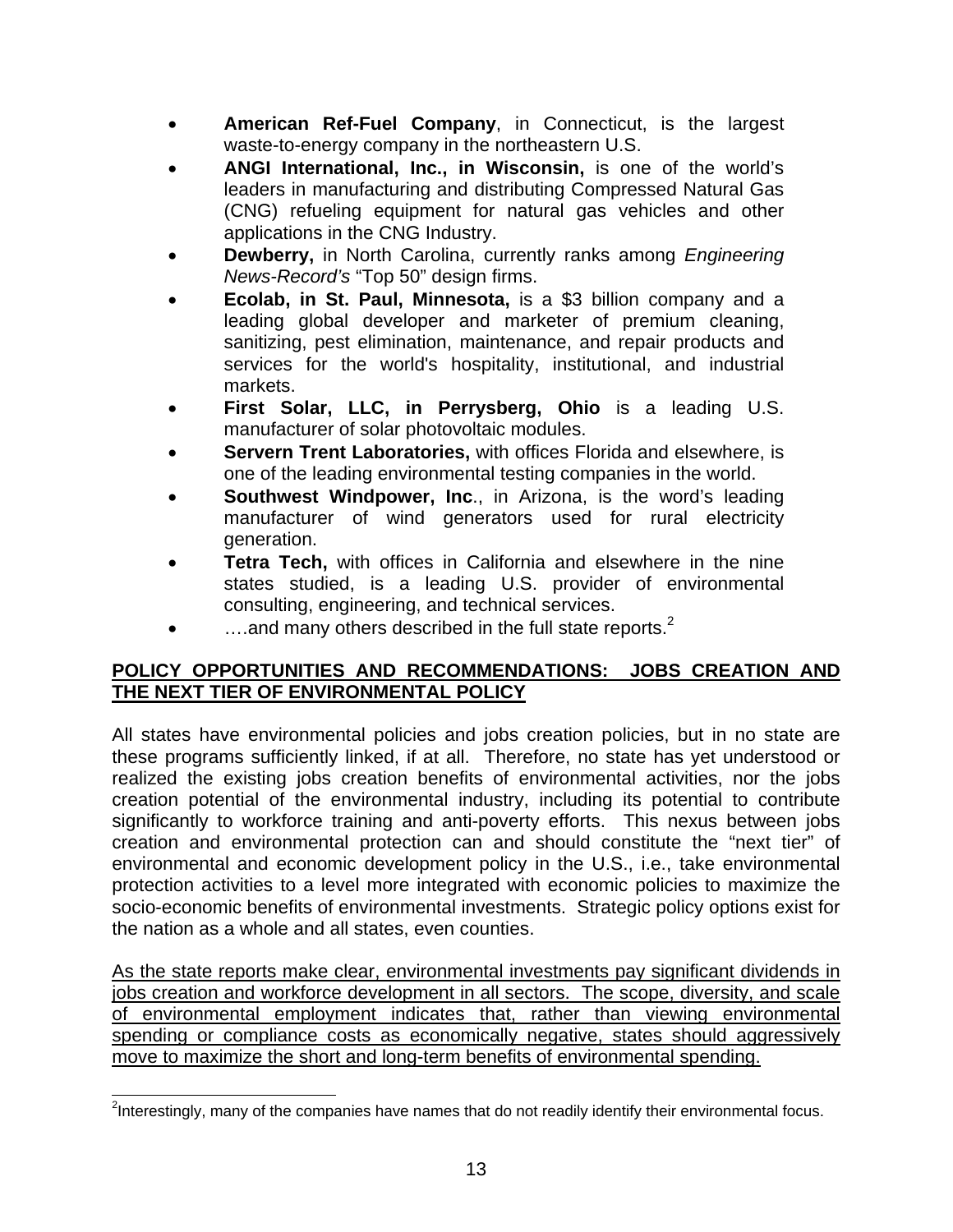- **American Ref-Fuel Company**, in Connecticut, is the largest waste-to-energy company in the northeastern U.S.
- **ANGI International, Inc., in Wisconsin,** is one of the world's leaders in manufacturing and distributing Compressed Natural Gas (CNG) refueling equipment for natural gas vehicles and other applications in the CNG Industry.
- **Dewberry,** in North Carolina, currently ranks among *Engineering News-Record's* "Top 50" design firms.
- **Ecolab, in St. Paul, Minnesota,** is a $3 billion company and a leading global developer and marketer of premium cleaning, sanitizing, pest elimination, maintenance, and repair products and services for the world's hospitality, institutional, and industrial markets.
- **First Solar, LLC, in Perrysberg, Ohio** is a leading U.S. manufacturer of solar photovoltaic modules.
- **Servern Trent Laboratories,** with offices Florida and elsewhere, is one of the leading environmental testing companies in the world.
- **Southwest Windpower, Inc**., in Arizona, is the word's leading manufacturer of wind generators used for rural electricity generation.
- **Tetra Tech,** with offices in California and elsewhere in the nine states studied, is a leading U.S. provider of environmental consulting, engineering, and technical services.
- ….and many others described in the full state reports.[2]

## POLICY OPPORTUNITIES AND RECOMMENDATIONS: JOBS CREATION AND THE NEXT TIER OF ENVIRONMENTAL POLICY

All states have environmental policies and jobs creation policies, but in no state are these programs sufficiently linked, if at all. Therefore, no state has yet understood or realized the existing jobs creation benefits of environmental activities, nor the jobs creation potential of the environmental industry, including its potential to contribute significantly to workforce training and anti-poverty efforts. This nexus between jobs creation and environmental protection can and should constitute the "next tier" of environmental and economic development policy in the U.S., i.e., take environmental protection activities to a level more integrated with economic policies to maximize the socio-economic benefits of environmental investments. Strategic policy options exist for the nation as a whole and all states, even counties.

As the state reports make clear, environmental investments pay significant dividends in jobs creation and workforce development in all sectors. The scope, diversity, and scale of environmental employment indicates that, rather than viewing environmental spending or compliance costs as economically negative, states should aggressively move to maximize the short and long-term benefits of environmental spending.

[2] Interestingly, many of the companies have names that do not readily identify their environmental focus.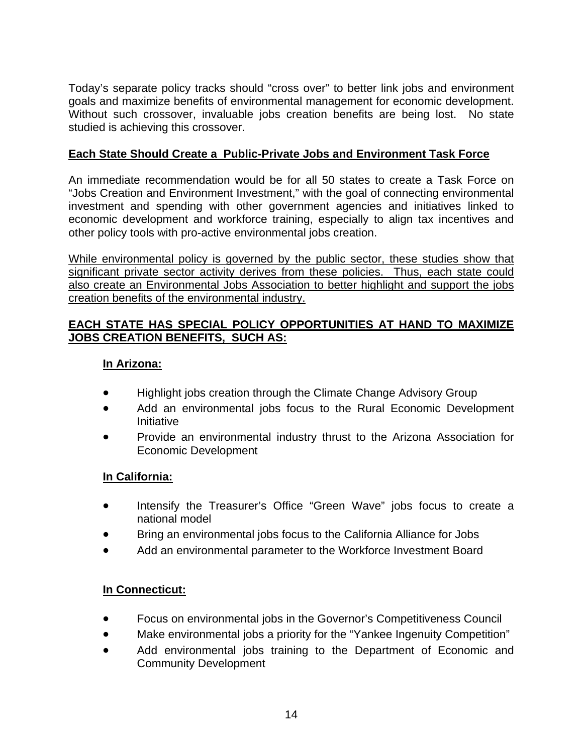Today's separate policy tracks should "cross over" to better link jobs and environment goals and maximize benefits of environmental management for economic development. Without such crossover, invaluable jobs creation benefits are being lost. No state studied is achieving this crossover.

## Each State Should Create a Public-Private Jobs and Environment Task Force

An immediate recommendation would be for all 50 states to create a Task Force on "Jobs Creation and Environment Investment," with the goal of connecting environmental investment and spending with other government agencies and initiatives linked to economic development and workforce training, especially to align tax incentives and other policy tools with pro-active environmental jobs creation.

While environmental policy is governed by the public sector, these studies show that significant private sector activity derives from these policies. Thus, each state could also create an Environmental Jobs Association to better highlight and support the jobs creation benefits of the environmental industry.

## EACH STATE HAS SPECIAL POLICY OPPORTUNITIES AT HAND TO MAXIMIZE JOBS CREATION BENEFITS, SUCH AS:

### In Arizona:

- Highlight jobs creation through the Climate Change Advisory Group
- Add an environmental jobs focus to the Rural Economic Development Initiative
- Provide an environmental industry thrust to the Arizona Association for Economic Development

### In California:

- Intensify the Treasurer's Office "Green Wave" jobs focus to create a national model
- Bring an environmental jobs focus to the California Alliance for Jobs
- Add an environmental parameter to the Workforce Investment Board

### In Connecticut:

- Focus on environmental jobs in the Governor's Competitiveness Council
- Make environmental jobs a priority for the "Yankee Ingenuity Competition"
- Add environmental jobs training to the Department of Economic and Community Development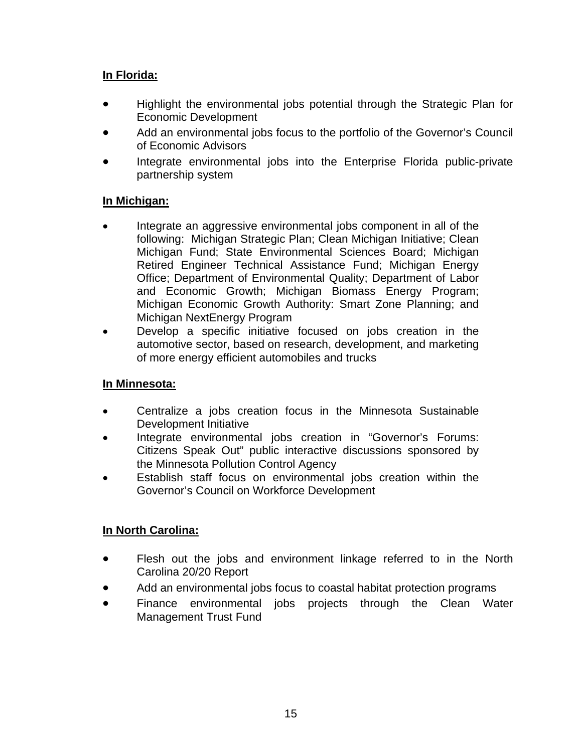**In Florida:**

- Highlight the environmental jobs potential through the Strategic Plan for Economic Development
- Add an environmental jobs focus to the portfolio of the Governor's Council of Economic Advisors
- Integrate environmental jobs into the Enterprise Florida public-private partnership system

**In Michigan:**

- Integrate an aggressive environmental jobs component in all of the following: Michigan Strategic Plan; Clean Michigan Initiative; Clean Michigan Fund; State Environmental Sciences Board; Michigan Retired Engineer Technical Assistance Fund; Michigan Energy Office; Department of Environmental Quality; Department of Labor and Economic Growth; Michigan Biomass Energy Program; Michigan Economic Growth Authority: Smart Zone Planning; and Michigan NextEnergy Program
- Develop a specific initiative focused on jobs creation in the automotive sector, based on research, development, and marketing of more energy efficient automobiles and trucks

**In Minnesota:**

- Centralize a jobs creation focus in the Minnesota Sustainable Development Initiative
- Integrate environmental jobs creation in "Governor's Forums: Citizens Speak Out" public interactive discussions sponsored by the Minnesota Pollution Control Agency
- Establish staff focus on environmental jobs creation within the Governor's Council on Workforce Development

**In North Carolina:**

- Flesh out the jobs and environment linkage referred to in the North Carolina 20/20 Report
- Add an environmental jobs focus to coastal habitat protection programs
- Finance environmental jobs projects through the Clean Water Management Trust Fund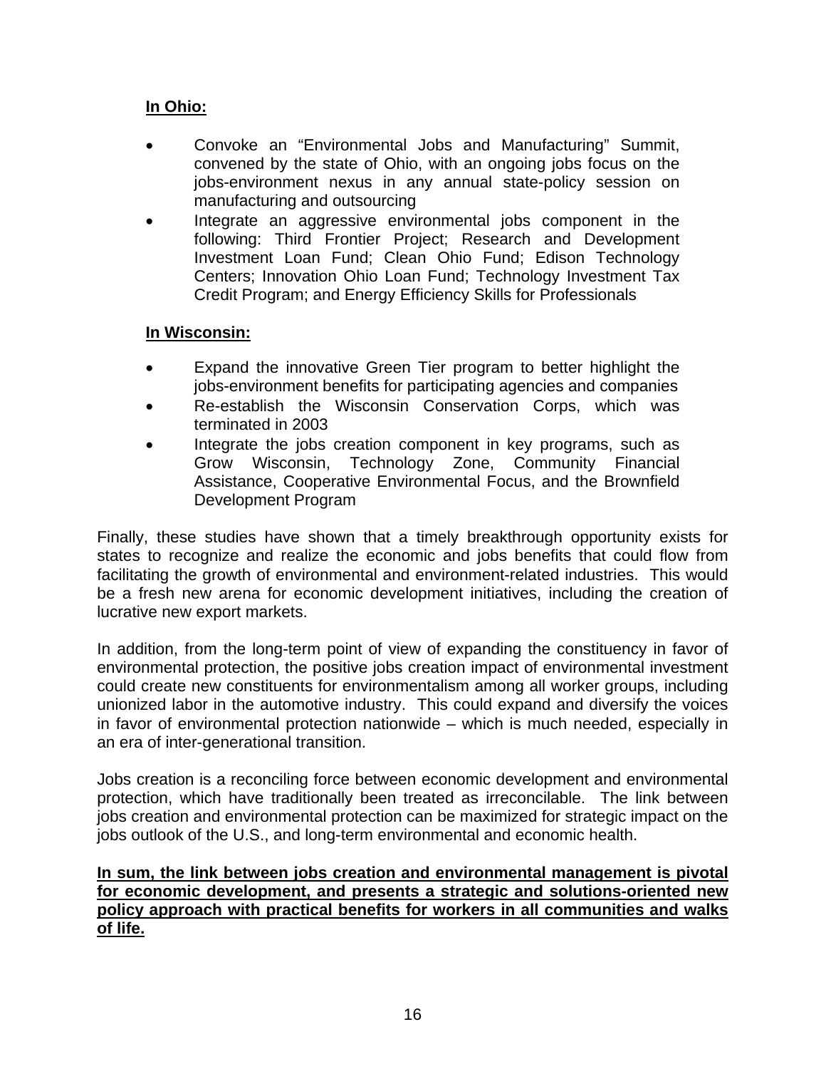**In Ohio:**

- Convoke an "Environmental Jobs and Manufacturing" Summit, convened by the state of Ohio, with an ongoing jobs focus on the jobs-environment nexus in any annual state-policy session on manufacturing and outsourcing
- Integrate an aggressive environmental jobs component in the following: Third Frontier Project; Research and Development Investment Loan Fund; Clean Ohio Fund; Edison Technology Centers; Innovation Ohio Loan Fund; Technology Investment Tax Credit Program; and Energy Efficiency Skills for Professionals

**In Wisconsin:**

- Expand the innovative Green Tier program to better highlight the jobs-environment benefits for participating agencies and companies
- Re-establish the Wisconsin Conservation Corps, which was terminated in 2003
- Integrate the jobs creation component in key programs, such as Grow Wisconsin, Technology Zone, Community Financial Assistance, Cooperative Environmental Focus, and the Brownfield Development Program

Finally, these studies have shown that a timely breakthrough opportunity exists for states to recognize and realize the economic and jobs benefits that could flow from facilitating the growth of environmental and environment-related industries. This would be a fresh new arena for economic development initiatives, including the creation of lucrative new export markets.

In addition, from the long-term point of view of expanding the constituency in favor of environmental protection, the positive jobs creation impact of environmental investment could create new constituents for environmentalism among all worker groups, including unionized labor in the automotive industry. This could expand and diversify the voices in favor of environmental protection nationwide – which is much needed, especially in an era of inter-generational transition.

Jobs creation is a reconciling force between economic development and environmental protection, which have traditionally been treated as irreconcilable. The link between jobs creation and environmental protection can be maximized for strategic impact on the jobs outlook of the U.S., and long-term environmental and economic health.

**In sum, the link between jobs creation and environmental management is pivotal for economic development, and presents a strategic and solutions-oriented new policy approach with practical benefits for workers in all communities and walks of life.**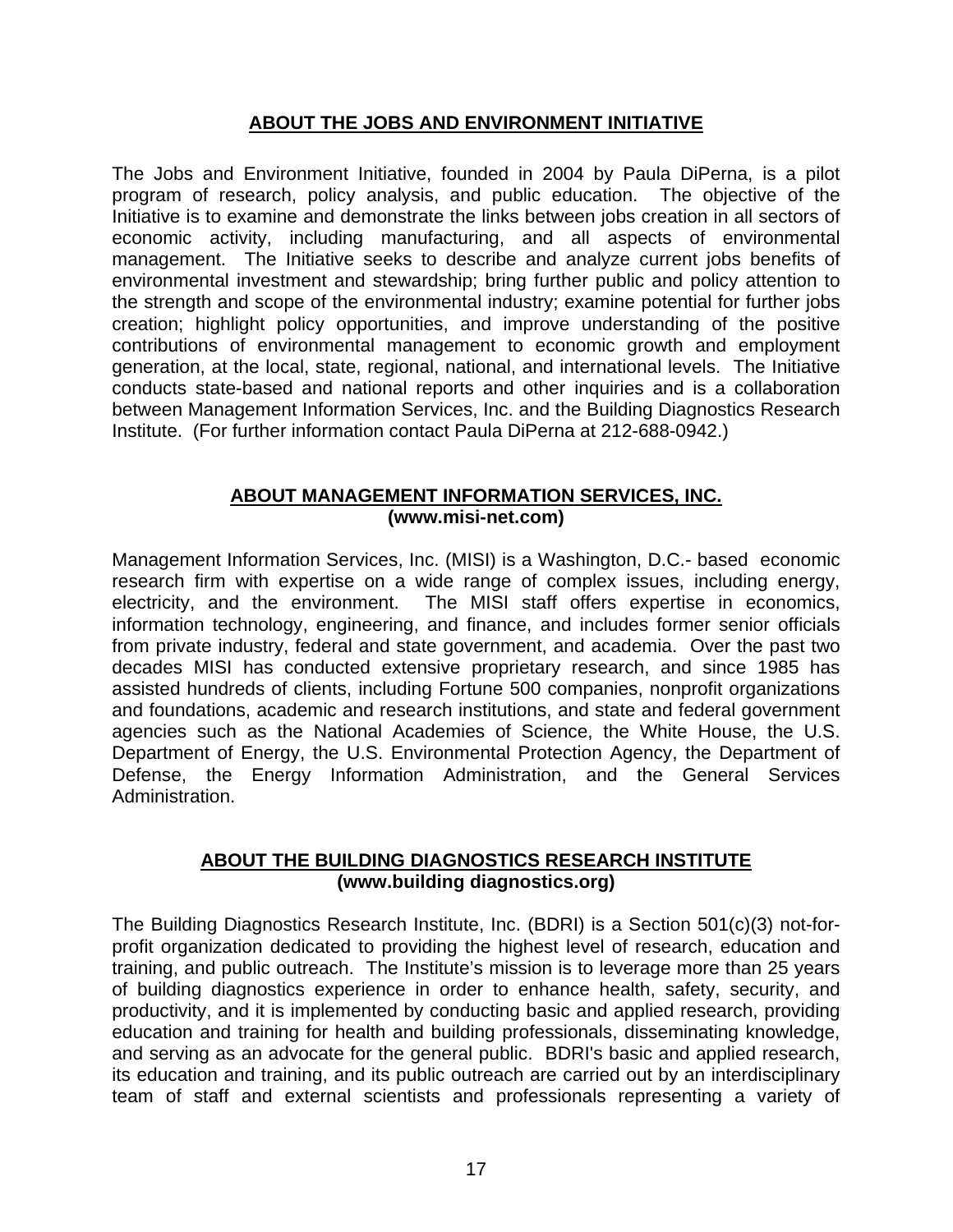## ABOUT THE JOBS AND ENVIRONMENT INITIATIVE

The Jobs and Environment Initiative, founded in 2004 by Paula DiPerna, is a pilot program of research, policy analysis, and public education. The objective of the Initiative is to examine and demonstrate the links between jobs creation in all sectors of economic activity, including manufacturing, and all aspects of environmental management. The Initiative seeks to describe and analyze current jobs benefits of environmental investment and stewardship; bring further public and policy attention to the strength and scope of the environmental industry; examine potential for further jobs creation; highlight policy opportunities, and improve understanding of the positive contributions of environmental management to economic growth and employment generation, at the local, state, regional, national, and international levels. The Initiative conducts state-based and national reports and other inquiries and is a collaboration between Management Information Services, Inc. and the Building Diagnostics Research Institute. (For further information contact Paula DiPerna at 212-688-0942.)

## ABOUT MANAGEMENT INFORMATION SERVICES, INC.
**(www.misi-net.com)**

Management Information Services, Inc. (MISI) is a Washington, D.C.- based economic research firm with expertise on a wide range of complex issues, including energy, electricity, and the environment. The MISI staff offers expertise in economics, information technology, engineering, and finance, and includes former senior officials from private industry, federal and state government, and academia. Over the past two decades MISI has conducted extensive proprietary research, and since 1985 has assisted hundreds of clients, including Fortune 500 companies, nonprofit organizations and foundations, academic and research institutions, and state and federal government agencies such as the National Academies of Science, the White House, the U.S. Department of Energy, the U.S. Environmental Protection Agency, the Department of Defense, the Energy Information Administration, and the General Services Administration.

## ABOUT THE BUILDING DIAGNOSTICS RESEARCH INSTITUTE
**(www.building diagnostics.org)**

The Building Diagnostics Research Institute, Inc. (BDRI) is a Section 501(c)(3) not-for-profit organization dedicated to providing the highest level of research, education and training, and public outreach. The Institute's mission is to leverage more than 25 years of building diagnostics experience in order to enhance health, safety, security, and productivity, and it is implemented by conducting basic and applied research, providing education and training for health and building professionals, disseminating knowledge, and serving as an advocate for the general public. BDRI's basic and applied research, its education and training, and its public outreach are carried out by an interdisciplinary team of staff and external scientists and professionals representing a variety of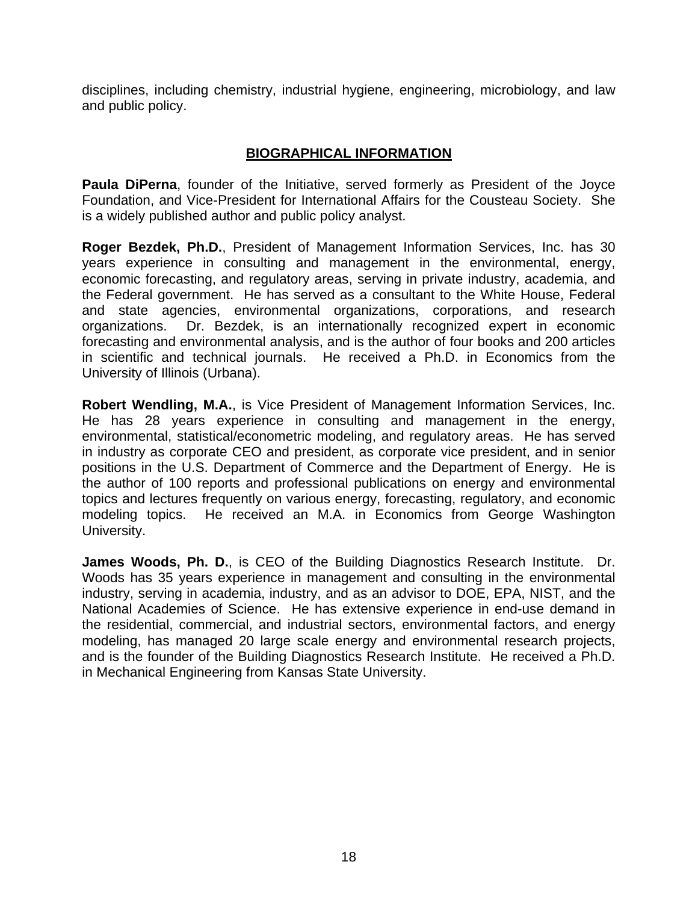disciplines, including chemistry, industrial hygiene, engineering, microbiology, and law and public policy.

## BIOGRAPHICAL INFORMATION

**Paula DiPerna**, founder of the Initiative, served formerly as President of the Joyce Foundation, and Vice-President for International Affairs for the Cousteau Society. She is a widely published author and public policy analyst.

**Roger Bezdek, Ph.D.**, President of Management Information Services, Inc. has 30 years experience in consulting and management in the environmental, energy, economic forecasting, and regulatory areas, serving in private industry, academia, and the Federal government. He has served as a consultant to the White House, Federal and state agencies, environmental organizations, corporations, and research organizations. Dr. Bezdek, is an internationally recognized expert in economic forecasting and environmental analysis, and is the author of four books and 200 articles in scientific and technical journals. He received a Ph.D. in Economics from the University of Illinois (Urbana).

**Robert Wendling, M.A.**, is Vice President of Management Information Services, Inc. He has 28 years experience in consulting and management in the energy, environmental, statistical/econometric modeling, and regulatory areas. He has served in industry as corporate CEO and president, as corporate vice president, and in senior positions in the U.S. Department of Commerce and the Department of Energy. He is the author of 100 reports and professional publications on energy and environmental topics and lectures frequently on various energy, forecasting, regulatory, and economic modeling topics. He received an M.A. in Economics from George Washington University.

**James Woods, Ph. D.**, is CEO of the Building Diagnostics Research Institute. Dr. Woods has 35 years experience in management and consulting in the environmental industry, serving in academia, industry, and as an advisor to DOE, EPA, NIST, and the National Academies of Science. He has extensive experience in end-use demand in the residential, commercial, and industrial sectors, environmental factors, and energy modeling, has managed 20 large scale energy and environmental research projects, and is the founder of the Building Diagnostics Research Institute. He received a Ph.D. in Mechanical Engineering from Kansas State University.